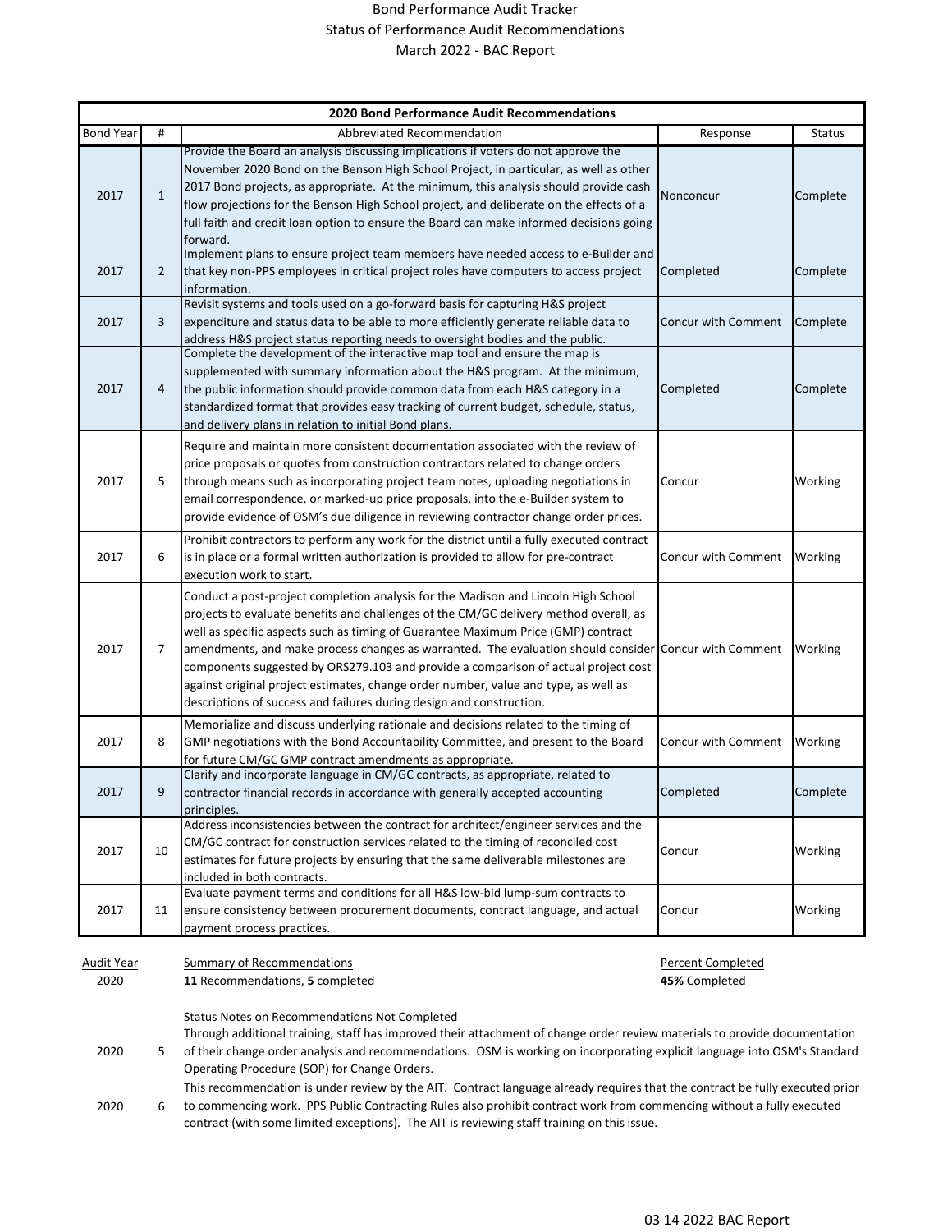# Bond Performance Audit Tracker
## Status of Performance Audit Recommendations
## March 2022 - BAC Report

| 2020 Bond Performance Audit Recommendations | | | | |
|---|---|---|---|---|
| Bond Year | # | Abbreviated Recommendation | Response | Status |
| 2017 | 1 | Provide the Board an analysis discussing implications if voters do not approve the November 2020 Bond on the Benson High School Project, in particular, as well as other 2017 Bond projects, as appropriate. At the minimum, this analysis should provide cash flow projections for the Benson High School project, and deliberate on the effects of a full faith and credit loan option to ensure the Board can make informed decisions going forward. | Nonconcur | Complete |
| 2017 | 2 | Implement plans to ensure project team members have needed access to e-Builder and that key non-PPS employees in critical project roles have computers to access project information. | Completed | Complete |
| 2017 | 3 | Revisit systems and tools used on a go-forward basis for capturing H&S project expenditure and status data to be able to more efficiently generate reliable data to address H&S project status reporting needs to oversight bodies and the public. | Concur with Comment | Complete |
| 2017 | 4 | Complete the development of the interactive map tool and ensure the map is supplemented with summary information about the H&S program. At the minimum, the public information should provide common data from each H&S category in a standardized format that provides easy tracking of current budget, schedule, status, and delivery plans in relation to initial Bond plans. | Completed | Complete |
| 2017 | 5 | Require and maintain more consistent documentation associated with the review of price proposals or quotes from construction contractors related to change orders through means such as incorporating project team notes, uploading negotiations in email correspondence, or marked-up price proposals, into the e-Builder system to provide evidence of OSM's due diligence in reviewing contractor change order prices. | Concur | Working |
| 2017 | 6 | Prohibit contractors to perform any work for the district until a fully executed contract is in place or a formal written authorization is provided to allow for pre-contract execution work to start. | Concur with Comment | Working |
| 2017 | 7 | Conduct a post-project completion analysis for the Madison and Lincoln High School projects to evaluate benefits and challenges of the CM/GC delivery method overall, as well as specific aspects such as timing of Guarantee Maximum Price (GMP) contract amendments, and make process changes as warranted. The evaluation should consider components suggested by ORS279.103 and provide a comparison of actual project cost against original project estimates, change order number, value and type, as well as descriptions of success and failures during design and construction. | Concur with Comment | Working |
| 2017 | 8 | Memorialize and discuss underlying rationale and decisions related to the timing of GMP negotiations with the Bond Accountability Committee, and present to the Board for future CM/GC GMP contract amendments as appropriate. | Concur with Comment | Working |
| 2017 | 9 | Clarify and incorporate language in CM/GC contracts, as appropriate, related to contractor financial records in accordance with generally accepted accounting principles. | Completed | Complete |
| 2017 | 10 | Address inconsistencies between the contract for architect/engineer services and the CM/GC contract for construction services related to the timing of reconciled cost estimates for future projects by ensuring that the same deliverable milestones are included in both contracts. | Concur | Working |
| 2017 | 11 | Evaluate payment terms and conditions for all H&S low-bid lump-sum contracts to ensure consistency between procurement documents, contract language, and actual payment process practices. | Concur | Working |

| Audit Year | Summary of Recommendations | Percent Completed |
|---|---|---|
| 2020 | **11** Recommendations, **5** completed | **45%** Completed |

**Status Notes on Recommendations Not Completed**

| Audit Year | # | Note |
|---|---|---|
| 2020 | 5 | Through additional training, staff has improved their attachment of change order review materials to provide documentation of their change order analysis and recommendations. OSM is working on incorporating explicit language into OSM's Standard Operating Procedure (SOP) for Change Orders. |
| 2020 | 6 | This recommendation is under review by the AIT. Contract language already requires that the contract be fully executed prior to commencing work. PPS Public Contracting Rules also prohibit contract work from commencing without a fully executed contract (with some limited exceptions). The AIT is reviewing staff training on this issue. |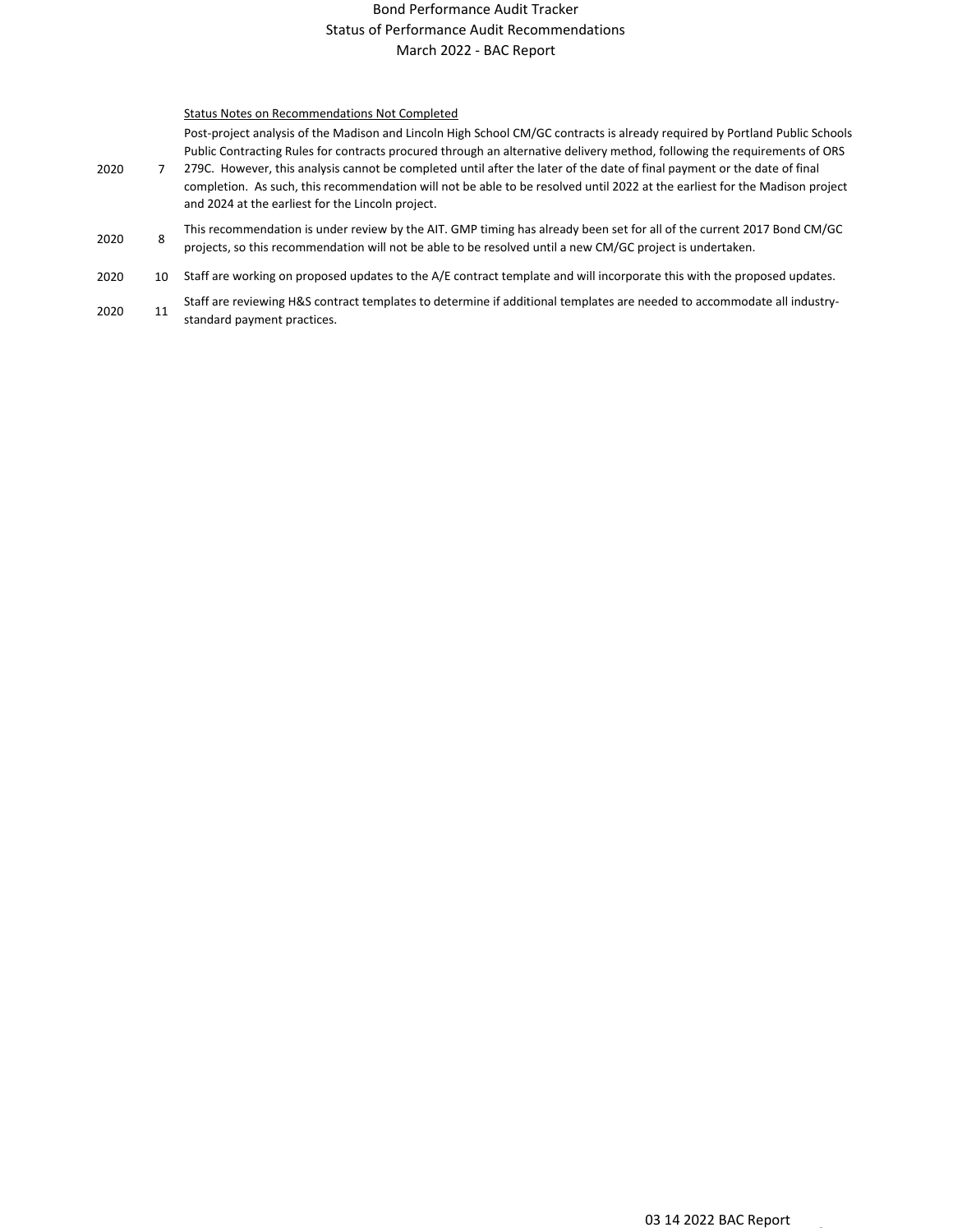Bond Performance Audit Tracker
Status of Performance Audit Recommendations
March 2022 - BAC Report

| | | Status Notes on Recommendations Not Completed |
|---|---|---|
| 2020 | 7 | Post-project analysis of the Madison and Lincoln High School CM/GC contracts is already required by Portland Public Schools Public Contracting Rules for contracts procured through an alternative delivery method, following the requirements of ORS 279C. However, this analysis cannot be completed until after the later of the date of final payment or the date of final completion. As such, this recommendation will not be able to be resolved until 2022 at the earliest for the Madison project and 2024 at the earliest for the Lincoln project. |
| 2020 | 8 | This recommendation is under review by the AIT. GMP timing has already been set for all of the current 2017 Bond CM/GC projects, so this recommendation will not be able to be resolved until a new CM/GC project is undertaken. |
| 2020 | 10 | Staff are working on proposed updates to the A/E contract template and will incorporate this with the proposed updates. |
| 2020 | 11 | Staff are reviewing H&S contract templates to determine if additional templates are needed to accommodate all industry-standard payment practices. |